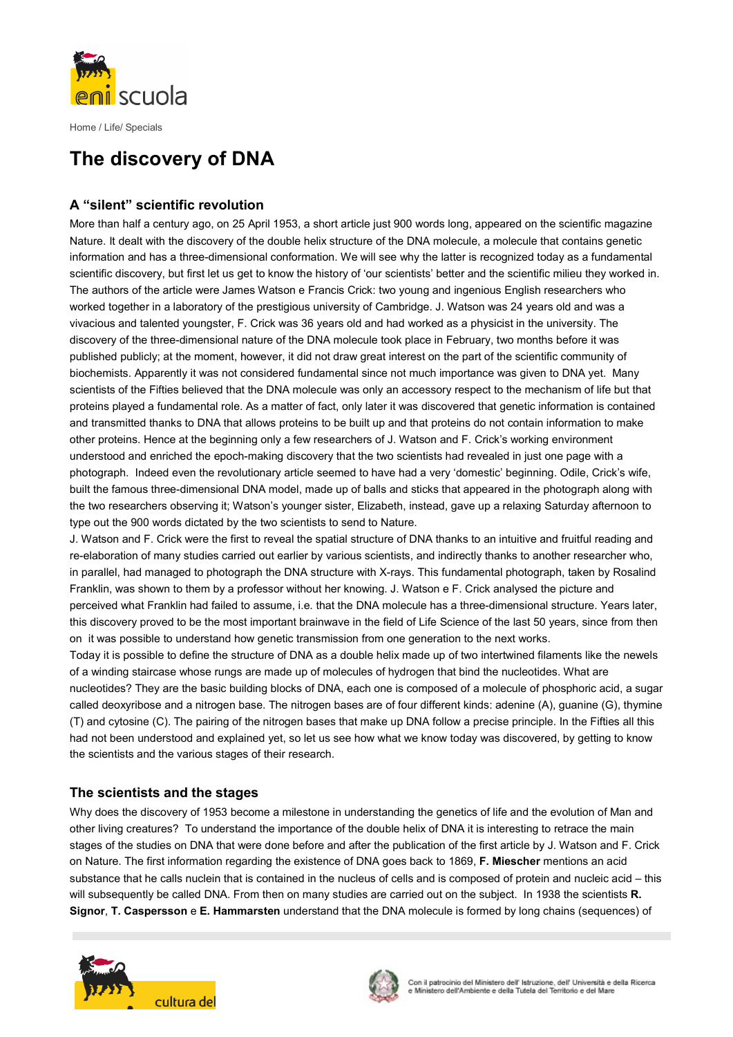Home / Life/ Specials

# The discovery of DNA

## A "silent" scientific revolution

More than half a century ago, on 25 April 1953, a short article just 900 words long, appeared on the scientific magazine Nature. It dealt with the discovery of the double helix structure of the DNA molecule, a molecule that contains genetic information and has a three-dimensional conformation. We will see why the latter is recognized today as a fundamental scientific discovery, but first let us get to know the history of 'our scientists' better and the scientific milieu they worked in. The authors of the article were James Watson e Francis Crick: two young and ingenious English researchers who worked together in a laboratory of the prestigious university of Cambridge. J. Watson was 24 years old and was a vivacious and talented youngster, F. Crick was 36 years old and had worked as a physicist in the university. The discovery of the three-dimensional nature of the DNA molecule took place in February, two months before it was published publicly; at the moment, however, it did not draw great interest on the part of the scientific community of biochemists. Apparently it was not considered fundamental since not much importance was given to DNA yet. Many scientists of the Fifties believed that the DNA molecule was only an accessory respect to the mechanism of life but that proteins played a fundamental role. As a matter of fact, only later it was discovered that genetic information is contained and transmitted thanks to DNA that allows proteins to be built up and that proteins do not contain information to make other proteins. Hence at the beginning only a few researchers of J. Watson and F. Crick's working environment understood and enriched the epoch-making discovery that the two scientists had revealed in just one page with a photograph. Indeed even the revolutionary article seemed to have had a very 'domestic' beginning. Odile, Crick's wife, built the famous three-dimensional DNA model, made up of balls and sticks that appeared in the photograph along with the two researchers observing it; Watson's younger sister, Elizabeth, instead, gave up a relaxing Saturday afternoon to type out the 900 words dictated by the two scientists to send to Nature.

J. Watson and F. Crick were the first to reveal the spatial structure of DNA thanks to an intuitive and fruitful reading and re-elaboration of many studies carried out earlier by various scientists, and indirectly thanks to another researcher who, in parallel, had managed to photograph the DNA structure with X-rays. This fundamental photograph, taken by Rosalind Franklin, was shown to them by a professor without her knowing. J. Watson e F. Crick analysed the picture and perceived what Franklin had failed to assume, i.e. that the DNA molecule has a three-dimensional structure. Years later, this discovery proved to be the most important brainwave in the field of Life Science of the last 50 years, since from then on it was possible to understand how genetic transmission from one generation to the next works.

Today it is possible to define the structure of DNA as a double helix made up of two intertwined filaments like the newels of a winding staircase whose rungs are made up of molecules of hydrogen that bind the nucleotides. What are nucleotides? They are the basic building blocks of DNA, each one is composed of a molecule of phosphoric acid, a sugar called deoxyribose and a nitrogen base. The nitrogen bases are of four different kinds: adenine (A), guanine (G), thymine (T) and cytosine (C). The pairing of the nitrogen bases that make up DNA follow a precise principle. In the Fifties all this had not been understood and explained yet, so let us see how what we know today was discovered, by getting to know the scientists and the various stages of their research.

## The scientists and the stages

Why does the discovery of 1953 become a milestone in understanding the genetics of life and the evolution of Man and other living creatures? To understand the importance of the double helix of DNA it is interesting to retrace the main stages of the studies on DNA that were done before and after the publication of the first article by J. Watson and F. Crick on Nature. The first information regarding the existence of DNA goes back to 1869, **F. Miescher** mentions an acid substance that he calls nuclein that is contained in the nucleus of cells and is composed of protein and nucleic acid – this will subsequently be called DNA. From then on many studies are carried out on the subject. In 1938 the scientists **R. Signor**, **T. Caspersson** e **E. Hammarsten** understand that the DNA molecule is formed by long chains (sequences) of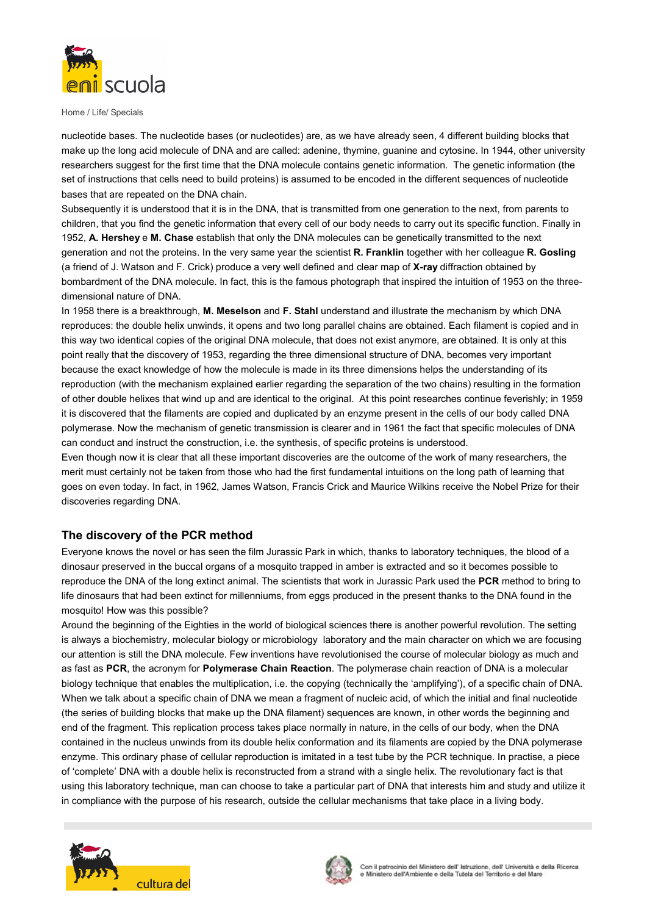nucleotide bases. The nucleotide bases (or nucleotides) are, as we have already seen, 4 different building blocks that make up the long acid molecule of DNA and are called: adenine, thymine, guanine and cytosine. In 1944, other university researchers suggest for the first time that the DNA molecule contains genetic information. The genetic information (the set of instructions that cells need to build proteins) is assumed to be encoded in the different sequences of nucleotide bases that are repeated on the DNA chain.

Subsequently it is understood that it is in the DNA, that is transmitted from one generation to the next, from parents to children, that you find the genetic information that every cell of our body needs to carry out its specific function. Finally in 1952, **A. Hershey** e **M. Chase** establish that only the DNA molecules can be genetically transmitted to the next generation and not the proteins. In the very same year the scientist **R. Franklin** together with her colleague **R. Gosling** (a friend of J. Watson and F. Crick) produce a very well defined and clear map of **X-ray** diffraction obtained by bombardment of the DNA molecule. In fact, this is the famous photograph that inspired the intuition of 1953 on the three-dimensional nature of DNA.

In 1958 there is a breakthrough, **M. Meselson** and **F. Stahl** understand and illustrate the mechanism by which DNA reproduces: the double helix unwinds, it opens and two long parallel chains are obtained. Each filament is copied and in this way two identical copies of the original DNA molecule, that does not exist anymore, are obtained. It is only at this point really that the discovery of 1953, regarding the three dimensional structure of DNA, becomes very important because the exact knowledge of how the molecule is made in its three dimensions helps the understanding of its reproduction (with the mechanism explained earlier regarding the separation of the two chains) resulting in the formation of other double helixes that wind up and are identical to the original. At this point researches continue feverishly; in 1959 it is discovered that the filaments are copied and duplicated by an enzyme present in the cells of our body called DNA polymerase. Now the mechanism of genetic transmission is clearer and in 1961 the fact that specific molecules of DNA can conduct and instruct the construction, i.e. the synthesis, of specific proteins is understood.

Even though now it is clear that all these important discoveries are the outcome of the work of many researchers, the merit must certainly not be taken from those who had the first fundamental intuitions on the long path of learning that goes on even today. In fact, in 1962, James Watson, Francis Crick and Maurice Wilkins receive the Nobel Prize for their discoveries regarding DNA.

## The discovery of the PCR method

Everyone knows the novel or has seen the film Jurassic Park in which, thanks to laboratory techniques, the blood of a dinosaur preserved in the buccal organs of a mosquito trapped in amber is extracted and so it becomes possible to reproduce the DNA of the long extinct animal. The scientists that work in Jurassic Park used the **PCR** method to bring to life dinosaurs that had been extinct for millenniums, from eggs produced in the present thanks to the DNA found in the mosquito! How was this possible?

Around the beginning of the Eighties in the world of biological sciences there is another powerful revolution. The setting is always a biochemistry, molecular biology or microbiology laboratory and the main character on which we are focusing our attention is still the DNA molecule. Few inventions have revolutionised the course of molecular biology as much and as fast as **PCR**, the acronym for **Polymerase Chain Reaction**. The polymerase chain reaction of DNA is a molecular biology technique that enables the multiplication, i.e. the copying (technically the 'amplifying'), of a specific chain of DNA. When we talk about a specific chain of DNA we mean a fragment of nucleic acid, of which the initial and final nucleotide (the series of building blocks that make up the DNA filament) sequences are known, in other words the beginning and end of the fragment. This replication process takes place normally in nature, in the cells of our body, when the DNA contained in the nucleus unwinds from its double helix conformation and its filaments are copied by the DNA polymerase enzyme. This ordinary phase of cellular reproduction is imitated in a test tube by the PCR technique. In practise, a piece of 'complete' DNA with a double helix is reconstructed from a strand with a single helix. The revolutionary fact is that using this laboratory technique, man can choose to take a particular part of DNA that interests him and study and utilize it in compliance with the purpose of his research, outside the cellular mechanisms that take place in a living body.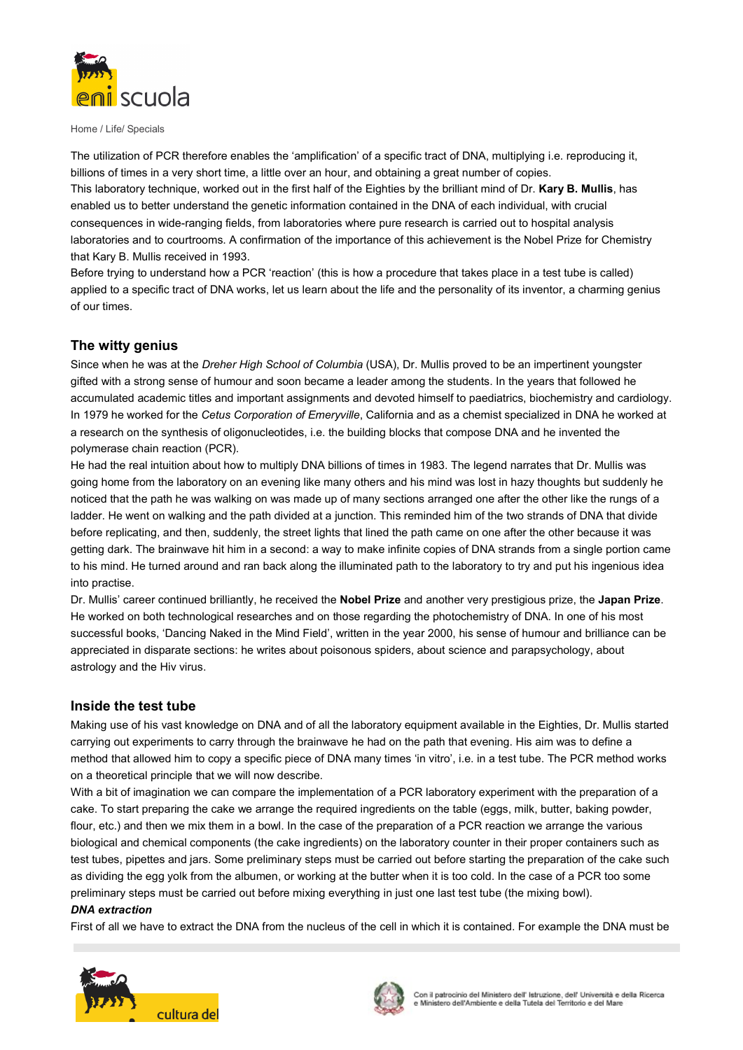The utilization of PCR therefore enables the 'amplification' of a specific tract of DNA, multiplying i.e. reproducing it, billions of times in a very short time, a little over an hour, and obtaining a great number of copies.
This laboratory technique, worked out in the first half of the Eighties by the brilliant mind of Dr. **Kary B. Mullis**, has enabled us to better understand the genetic information contained in the DNA of each individual, with crucial consequences in wide-ranging fields, from laboratories where pure research is carried out to hospital analysis laboratories and to courtrooms. A confirmation of the importance of this achievement is the Nobel Prize for Chemistry that Kary B. Mullis received in 1993.
Before trying to understand how a PCR 'reaction' (this is how a procedure that takes place in a test tube is called) applied to a specific tract of DNA works, let us learn about the life and the personality of its inventor, a charming genius of our times.

## The witty genius

Since when he was at the *Dreher High School of Columbia* (USA), Dr. Mullis proved to be an impertinent youngster gifted with a strong sense of humour and soon became a leader among the students. In the years that followed he accumulated academic titles and important assignments and devoted himself to paediatrics, biochemistry and cardiology. In 1979 he worked for the *Cetus Corporation of Emeryville*, California and as a chemist specialized in DNA he worked at a research on the synthesis of oligonucleotides, i.e. the building blocks that compose DNA and he invented the polymerase chain reaction (PCR).
He had the real intuition about how to multiply DNA billions of times in 1983. The legend narrates that Dr. Mullis was going home from the laboratory on an evening like many others and his mind was lost in hazy thoughts but suddenly he noticed that the path he was walking on was made up of many sections arranged one after the other like the rungs of a ladder. He went on walking and the path divided at a junction. This reminded him of the two strands of DNA that divide before replicating, and then, suddenly, the street lights that lined the path came on one after the other because it was getting dark. The brainwave hit him in a second: a way to make infinite copies of DNA strands from a single portion came to his mind. He turned around and ran back along the illuminated path to the laboratory to try and put his ingenious idea into practise.
Dr. Mullis' career continued brilliantly, he received the **Nobel Prize** and another very prestigious prize, the **Japan Prize**. He worked on both technological researches and on those regarding the photochemistry of DNA. In one of his most successful books, 'Dancing Naked in the Mind Field', written in the year 2000, his sense of humour and brilliance can be appreciated in disparate sections: he writes about poisonous spiders, about science and parapsychology, about astrology and the Hiv virus.

## Inside the test tube

Making use of his vast knowledge on DNA and of all the laboratory equipment available in the Eighties, Dr. Mullis started carrying out experiments to carry through the brainwave he had on the path that evening. His aim was to define a method that allowed him to copy a specific piece of DNA many times 'in vitro', i.e. in a test tube. The PCR method works on a theoretical principle that we will now describe.
With a bit of imagination we can compare the implementation of a PCR laboratory experiment with the preparation of a cake. To start preparing the cake we arrange the required ingredients on the table (eggs, milk, butter, baking powder, flour, etc.) and then we mix them in a bowl. In the case of the preparation of a PCR reaction we arrange the various biological and chemical components (the cake ingredients) on the laboratory counter in their proper containers such as test tubes, pipettes and jars. Some preliminary steps must be carried out before starting the preparation of the cake such as dividing the egg yolk from the albumen, or working at the butter when it is too cold. In the case of a PCR too some preliminary steps must be carried out before mixing everything in just one last test tube (the mixing bowl).

***DNA extraction***

First of all we have to extract the DNA from the nucleus of the cell in which it is contained. For example the DNA must be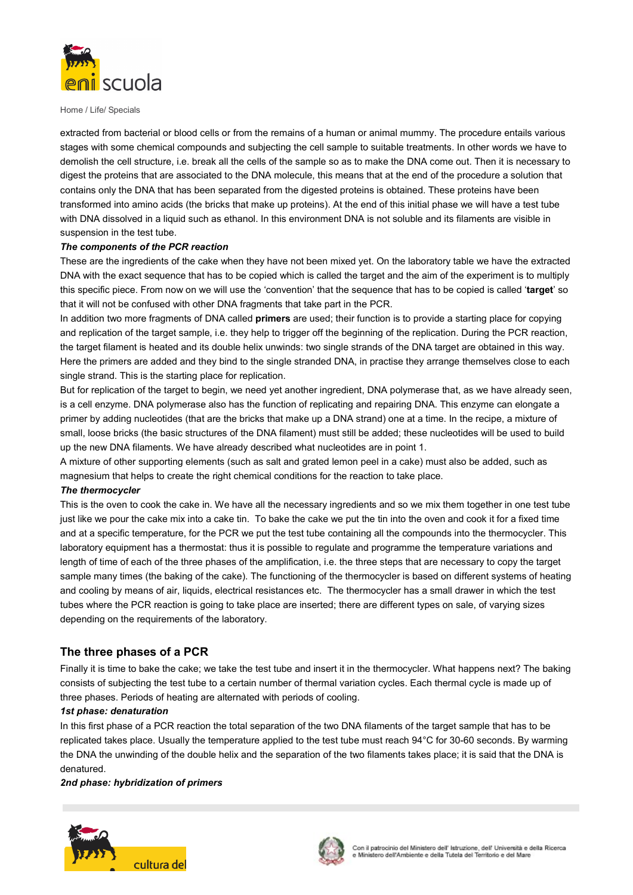extracted from bacterial or blood cells or from the remains of a human or animal mummy. The procedure entails various stages with some chemical compounds and subjecting the cell sample to suitable treatments. In other words we have to demolish the cell structure, i.e. break all the cells of the sample so as to make the DNA come out. Then it is necessary to digest the proteins that are associated to the DNA molecule, this means that at the end of the procedure a solution that contains only the DNA that has been separated from the digested proteins is obtained. These proteins have been transformed into amino acids (the bricks that make up proteins). At the end of this initial phase we will have a test tube with DNA dissolved in a liquid such as ethanol. In this environment DNA is not soluble and its filaments are visible in suspension in the test tube.

***The components of the PCR reaction***

These are the ingredients of the cake when they have not been mixed yet. On the laboratory table we have the extracted DNA with the exact sequence that has to be copied which is called the target and the aim of the experiment is to multiply this specific piece. From now on we will use the 'convention' that the sequence that has to be copied is called '**target**' so that it will not be confused with other DNA fragments that take part in the PCR.

In addition two more fragments of DNA called **primers** are used; their function is to provide a starting place for copying and replication of the target sample, i.e. they help to trigger off the beginning of the replication. During the PCR reaction, the target filament is heated and its double helix unwinds: two single strands of the DNA target are obtained in this way. Here the primers are added and they bind to the single stranded DNA, in practise they arrange themselves close to each single strand. This is the starting place for replication.

But for replication of the target to begin, we need yet another ingredient, DNA polymerase that, as we have already seen, is a cell enzyme. DNA polymerase also has the function of replicating and repairing DNA. This enzyme can elongate a primer by adding nucleotides (that are the bricks that make up a DNA strand) one at a time. In the recipe, a mixture of small, loose bricks (the basic structures of the DNA filament) must still be added; these nucleotides will be used to build up the new DNA filaments. We have already described what nucleotides are in point 1.

A mixture of other supporting elements (such as salt and grated lemon peel in a cake) must also be added, such as magnesium that helps to create the right chemical conditions for the reaction to take place.

***The thermocycler***

This is the oven to cook the cake in. We have all the necessary ingredients and so we mix them together in one test tube just like we pour the cake mix into a cake tin. To bake the cake we put the tin into the oven and cook it for a fixed time and at a specific temperature, for the PCR we put the test tube containing all the compounds into the thermocycler. This laboratory equipment has a thermostat: thus it is possible to regulate and programme the temperature variations and length of time of each of the three phases of the amplification, i.e. the three steps that are necessary to copy the target sample many times (the baking of the cake). The functioning of the thermocycler is based on different systems of heating and cooling by means of air, liquids, electrical resistances etc. The thermocycler has a small drawer in which the test tubes where the PCR reaction is going to take place are inserted; there are different types on sale, of varying sizes depending on the requirements of the laboratory.

## The three phases of a PCR

Finally it is time to bake the cake; we take the test tube and insert it in the thermocycler. What happens next? The baking consists of subjecting the test tube to a certain number of thermal variation cycles. Each thermal cycle is made up of three phases. Periods of heating are alternated with periods of cooling.

***1st phase: denaturation***

In this first phase of a PCR reaction the total separation of the two DNA filaments of the target sample that has to be replicated takes place. Usually the temperature applied to the test tube must reach 94°C for 30-60 seconds. By warming the DNA the unwinding of the double helix and the separation of the two filaments takes place; it is said that the DNA is denatured.

***2nd phase: hybridization of primers***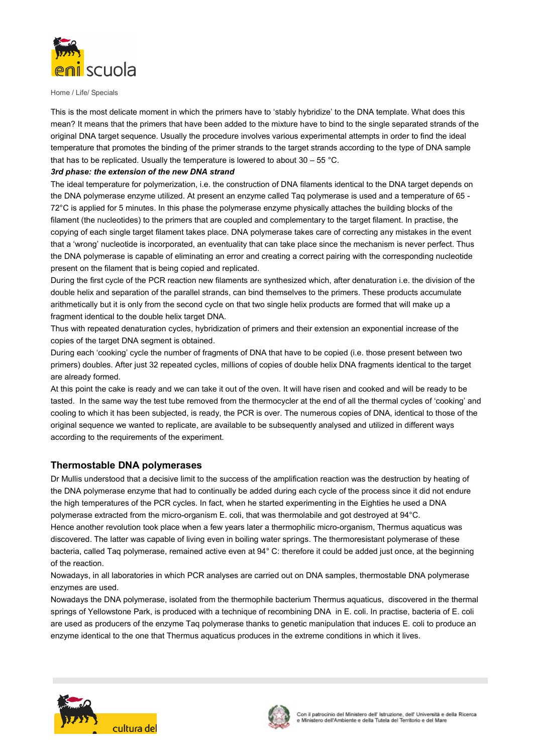This is the most delicate moment in which the primers have to 'stably hybridize' to the DNA template. What does this mean? It means that the primers that have been added to the mixture have to bind to the single separated strands of the original DNA target sequence. Usually the procedure involves various experimental attempts in order to find the ideal temperature that promotes the binding of the primer strands to the target strands according to the type of DNA sample that has to be replicated. Usually the temperature is lowered to about 30 – 55 °C.

***3rd phase: the extension of the new DNA strand***

The ideal temperature for polymerization, i.e. the construction of DNA filaments identical to the DNA target depends on the DNA polymerase enzyme utilized. At present an enzyme called Taq polymerase is used and a temperature of 65 - 72°C is applied for 5 minutes. In this phase the polymerase enzyme physically attaches the building blocks of the filament (the nucleotides) to the primers that are coupled and complementary to the target filament. In practise, the copying of each single target filament takes place. DNA polymerase takes care of correcting any mistakes in the event that a 'wrong' nucleotide is incorporated, an eventuality that can take place since the mechanism is never perfect. Thus the DNA polymerase is capable of eliminating an error and creating a correct pairing with the corresponding nucleotide present on the filament that is being copied and replicated.

During the first cycle of the PCR reaction new filaments are synthesized which, after denaturation i.e. the division of the double helix and separation of the parallel strands, can bind themselves to the primers. These products accumulate arithmetically but it is only from the second cycle on that two single helix products are formed that will make up a fragment identical to the double helix target DNA.

Thus with repeated denaturation cycles, hybridization of primers and their extension an exponential increase of the copies of the target DNA segment is obtained.

During each 'cooking' cycle the number of fragments of DNA that have to be copied (i.e. those present between two primers) doubles. After just 32 repeated cycles, millions of copies of double helix DNA fragments identical to the target are already formed.

At this point the cake is ready and we can take it out of the oven. It will have risen and cooked and will be ready to be tasted. In the same way the test tube removed from the thermocycler at the end of all the thermal cycles of 'cooking' and cooling to which it has been subjected, is ready, the PCR is over. The numerous copies of DNA, identical to those of the original sequence we wanted to replicate, are available to be subsequently analysed and utilized in different ways according to the requirements of the experiment.

## Thermostable DNA polymerases

Dr Mullis understood that a decisive limit to the success of the amplification reaction was the destruction by heating of the DNA polymerase enzyme that had to continually be added during each cycle of the process since it did not endure the high temperatures of the PCR cycles. In fact, when he started experimenting in the Eighties he used a DNA polymerase extracted from the micro-organism E. coli, that was thermolabile and got destroyed at 94°C.

Hence another revolution took place when a few years later a thermophilic micro-organism, Thermus aquaticus was discovered. The latter was capable of living even in boiling water springs. The thermoresistant polymerase of these bacteria, called Taq polymerase, remained active even at 94° C: therefore it could be added just once, at the beginning of the reaction.

Nowadays, in all laboratories in which PCR analyses are carried out on DNA samples, thermostable DNA polymerase enzymes are used.

Nowadays the DNA polymerase, isolated from the thermophile bacterium Thermus aquaticus, discovered in the thermal springs of Yellowstone Park, is produced with a technique of recombining DNA in E. coli. In practise, bacteria of E. coli are used as producers of the enzyme Taq polymerase thanks to genetic manipulation that induces E. coli to produce an enzyme identical to the one that Thermus aquaticus produces in the extreme conditions in which it lives.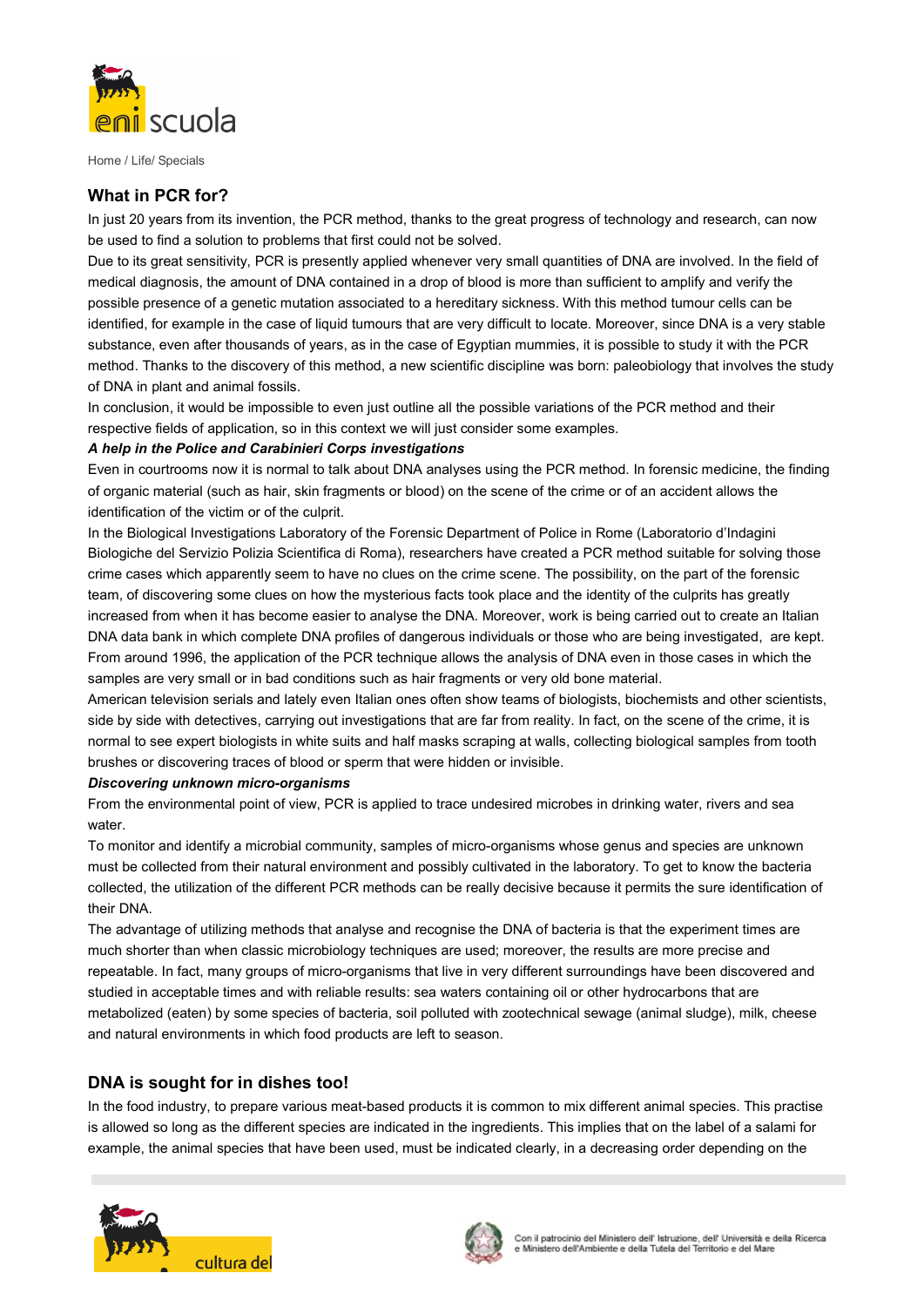Home / Life/ Specials

## What in PCR for?

In just 20 years from its invention, the PCR method, thanks to the great progress of technology and research, can now be used to find a solution to problems that first could not be solved.

Due to its great sensitivity, PCR is presently applied whenever very small quantities of DNA are involved. In the field of medical diagnosis, the amount of DNA contained in a drop of blood is more than sufficient to amplify and verify the possible presence of a genetic mutation associated to a hereditary sickness. With this method tumour cells can be identified, for example in the case of liquid tumours that are very difficult to locate. Moreover, since DNA is a very stable substance, even after thousands of years, as in the case of Egyptian mummies, it is possible to study it with the PCR method. Thanks to the discovery of this method, a new scientific discipline was born: paleobiology that involves the study of DNA in plant and animal fossils.

In conclusion, it would be impossible to even just outline all the possible variations of the PCR method and their respective fields of application, so in this context we will just consider some examples.

***A help in the Police and Carabinieri Corps investigations***

Even in courtrooms now it is normal to talk about DNA analyses using the PCR method. In forensic medicine, the finding of organic material (such as hair, skin fragments or blood) on the scene of the crime or of an accident allows the identification of the victim or of the culprit.

In the Biological Investigations Laboratory of the Forensic Department of Police in Rome (Laboratorio d'Indagini Biologiche del Servizio Polizia Scientifica di Roma), researchers have created a PCR method suitable for solving those crime cases which apparently seem to have no clues on the crime scene. The possibility, on the part of the forensic team, of discovering some clues on how the mysterious facts took place and the identity of the culprits has greatly increased from when it has become easier to analyse the DNA. Moreover, work is being carried out to create an Italian DNA data bank in which complete DNA profiles of dangerous individuals or those who are being investigated, are kept. From around 1996, the application of the PCR technique allows the analysis of DNA even in those cases in which the samples are very small or in bad conditions such as hair fragments or very old bone material.

American television serials and lately even Italian ones often show teams of biologists, biochemists and other scientists, side by side with detectives, carrying out investigations that are far from reality. In fact, on the scene of the crime, it is normal to see expert biologists in white suits and half masks scraping at walls, collecting biological samples from tooth brushes or discovering traces of blood or sperm that were hidden or invisible.

***Discovering unknown micro-organisms***

From the environmental point of view, PCR is applied to trace undesired microbes in drinking water, rivers and sea water.

To monitor and identify a microbial community, samples of micro-organisms whose genus and species are unknown must be collected from their natural environment and possibly cultivated in the laboratory. To get to know the bacteria collected, the utilization of the different PCR methods can be really decisive because it permits the sure identification of their DNA.

The advantage of utilizing methods that analyse and recognise the DNA of bacteria is that the experiment times are much shorter than when classic microbiology techniques are used; moreover, the results are more precise and repeatable. In fact, many groups of micro-organisms that live in very different surroundings have been discovered and studied in acceptable times and with reliable results: sea waters containing oil or other hydrocarbons that are metabolized (eaten) by some species of bacteria, soil polluted with zootechnical sewage (animal sludge), milk, cheese and natural environments in which food products are left to season.

## DNA is sought for in dishes too!

In the food industry, to prepare various meat-based products it is common to mix different animal species. This practise is allowed so long as the different species are indicated in the ingredients. This implies that on the label of a salami for example, the animal species that have been used, must be indicated clearly, in a decreasing order depending on the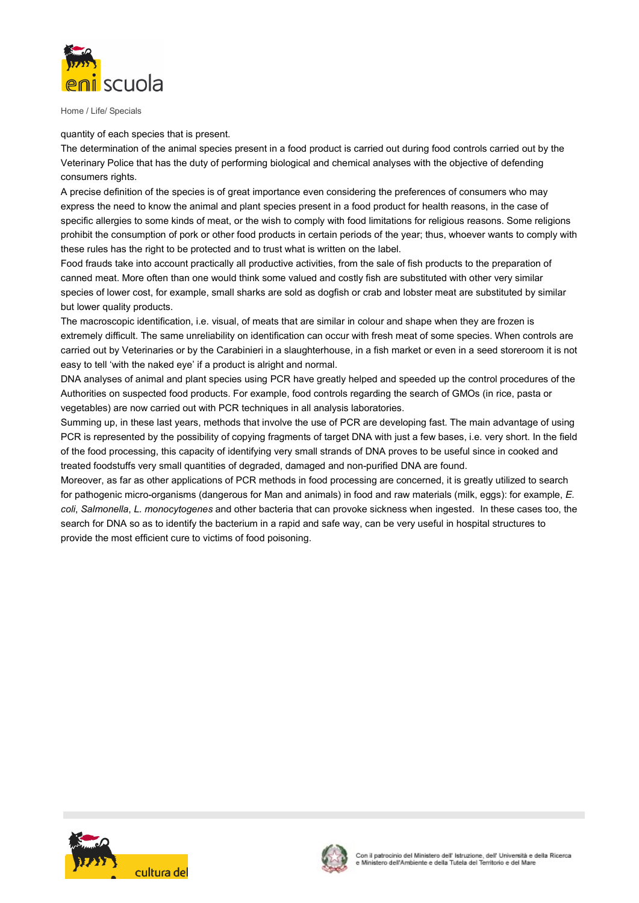quantity of each species that is present.

The determination of the animal species present in a food product is carried out during food controls carried out by the Veterinary Police that has the duty of performing biological and chemical analyses with the objective of defending consumers rights.

A precise definition of the species is of great importance even considering the preferences of consumers who may express the need to know the animal and plant species present in a food product for health reasons, in the case of specific allergies to some kinds of meat, or the wish to comply with food limitations for religious reasons. Some religions prohibit the consumption of pork or other food products in certain periods of the year; thus, whoever wants to comply with these rules has the right to be protected and to trust what is written on the label.

Food frauds take into account practically all productive activities, from the sale of fish products to the preparation of canned meat. More often than one would think some valued and costly fish are substituted with other very similar species of lower cost, for example, small sharks are sold as dogfish or crab and lobster meat are substituted by similar but lower quality products.

The macroscopic identification, i.e. visual, of meats that are similar in colour and shape when they are frozen is extremely difficult. The same unreliability on identification can occur with fresh meat of some species. When controls are carried out by Veterinaries or by the Carabinieri in a slaughterhouse, in a fish market or even in a seed storeroom it is not easy to tell 'with the naked eye' if a product is alright and normal.

DNA analyses of animal and plant species using PCR have greatly helped and speeded up the control procedures of the Authorities on suspected food products. For example, food controls regarding the search of GMOs (in rice, pasta or vegetables) are now carried out with PCR techniques in all analysis laboratories.

Summing up, in these last years, methods that involve the use of PCR are developing fast. The main advantage of using PCR is represented by the possibility of copying fragments of target DNA with just a few bases, i.e. very short. In the field of the food processing, this capacity of identifying very small strands of DNA proves to be useful since in cooked and treated foodstuffs very small quantities of degraded, damaged and non-purified DNA are found.

Moreover, as far as other applications of PCR methods in food processing are concerned, it is greatly utilized to search for pathogenic micro-organisms (dangerous for Man and animals) in food and raw materials (milk, eggs): for example, *E. coli*, *Salmonella*, *L. monocytogenes* and other bacteria that can provoke sickness when ingested. In these cases too, the search for DNA so as to identify the bacterium in a rapid and safe way, can be very useful in hospital structures to provide the most efficient cure to victims of food poisoning.